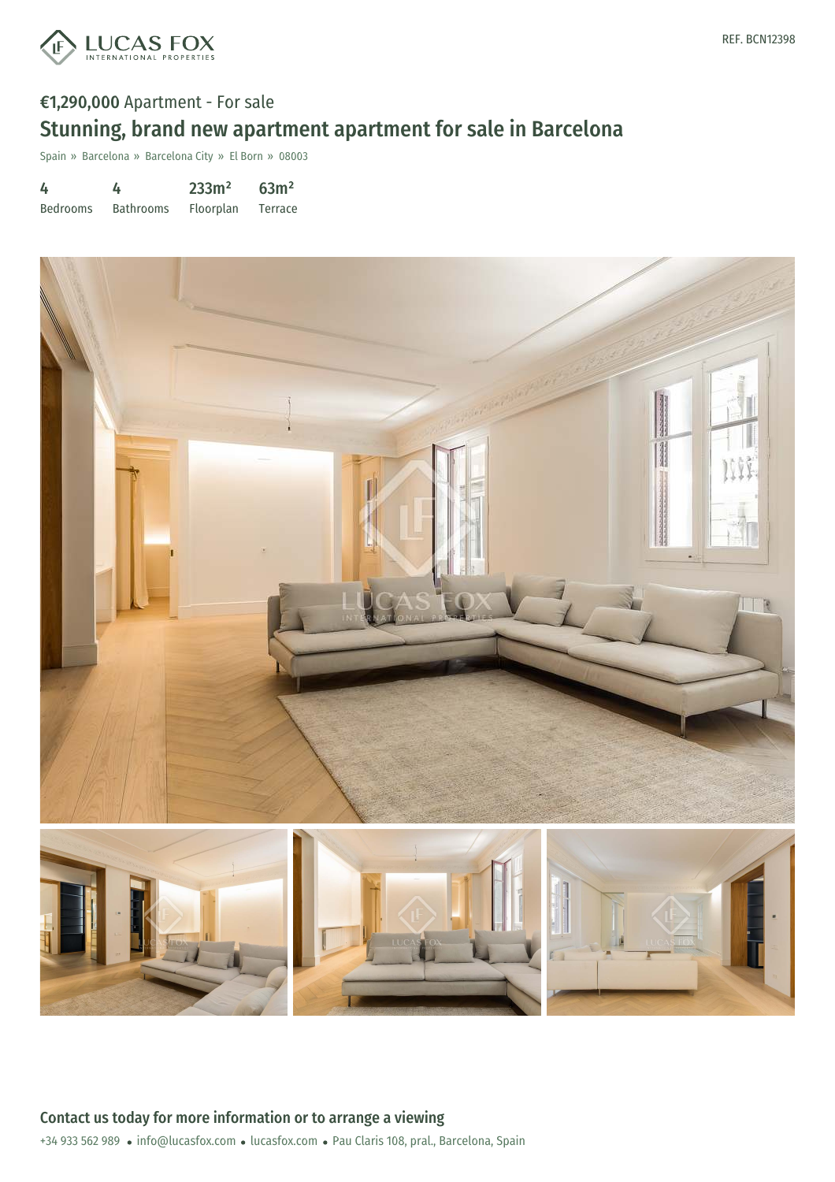REF. BCN12398

€1,290,000 Apartment - For sale

# Stunning, brand new apartment apartment for sale in Barcelona

Spain » Barcelona » Barcelona City » El Born » 08003

| 4 | 4 | 233m² | 63m² |
|---|---|---|---|
| Bedrooms | Bathrooms | Floorplan | Terrace |

## Contact us today for more information or to arrange a viewing

+34 933 562 989 • info@lucasfox.com • lucasfox.com • Pau Claris 108, pral., Barcelona, Spain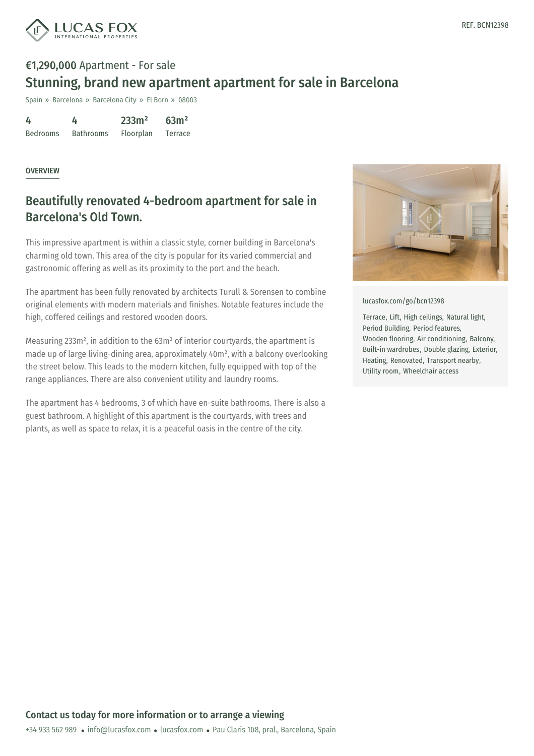REF. BCN12398

**€1,290,000** Apartment - For sale

# Stunning, brand new apartment apartment for sale in Barcelona

Spain » Barcelona » Barcelona City » El Born » 08003

| 4 | 4 | 233m² | 63m² |
|---|---|---|---|
| Bedrooms | Bathrooms | Floorplan | Terrace |

OVERVIEW

## Beautifully renovated 4-bedroom apartment for sale in Barcelona's Old Town.

This impressive apartment is within a classic style, corner building in Barcelona's charming old town. This area of the city is popular for its varied commercial and gastronomic offering as well as its proximity to the port and the beach.

The apartment has been fully renovated by architects Turull & Sorensen to combine original elements with modern materials and finishes. Notable features include the high, coffered ceilings and restored wooden doors.

Measuring 233m², in addition to the 63m² of interior courtyards, the apartment is made up of large living-dining area, approximately 40m², with a balcony overlooking the street below. This leads to the modern kitchen, fully equipped with top of the range appliances. There are also convenient utility and laundry rooms.

The apartment has 4 bedrooms, 3 of which have en-suite bathrooms. There is also a guest bathroom. A highlight of this apartment is the courtyards, with trees and plants, as well as space to relax, it is a peaceful oasis in the centre of the city.

lucasfox.com/go/bcn12398

Terrace, Lift, High ceilings, Natural light, Period Building, Period features, Wooden flooring, Air conditioning, Balcony, Built-in wardrobes, Double glazing, Exterior, Heating, Renovated, Transport nearby, Utility room, Wheelchair access

**Contact us today for more information or to arrange a viewing**

+34 933 562 989 • info@lucasfox.com • lucasfox.com • Pau Claris 108, pral., Barcelona, Spain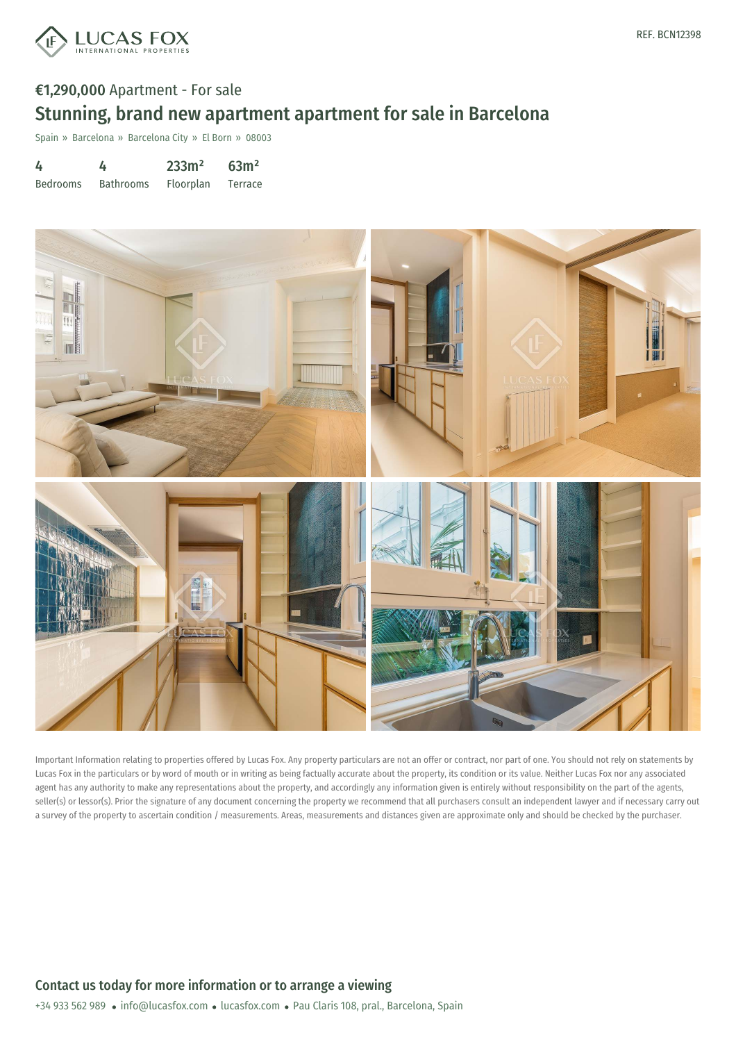REF. BCN12398

€1,290,000 Apartment - For sale

# Stunning, brand new apartment apartment for sale in Barcelona

Spain » Barcelona » Barcelona City » El Born » 08003

| 4 | 4 | 233m² | 63m² |
|---|---|---|---|
| Bedrooms | Bathrooms | Floorplan | Terrace |

Important Information relating to properties offered by Lucas Fox. Any property particulars are not an offer or contract, nor part of one. You should not rely on statements by Lucas Fox in the particulars or by word of mouth or in writing as being factually accurate about the property, its condition or its value. Neither Lucas Fox nor any associated agent has any authority to make any representations about the property, and accordingly any information given is entirely without responsibility on the part of the agents, seller(s) or lessor(s). Prior the signature of any document concerning the property we recommend that all purchasers consult an independent lawyer and if necessary carry out a survey of the property to ascertain condition / measurements. Areas, measurements and distances given are approximate only and should be checked by the purchaser.

## Contact us today for more information or to arrange a viewing

+34 933 562 989 • info@lucasfox.com • lucasfox.com • Pau Claris 108, pral., Barcelona, Spain